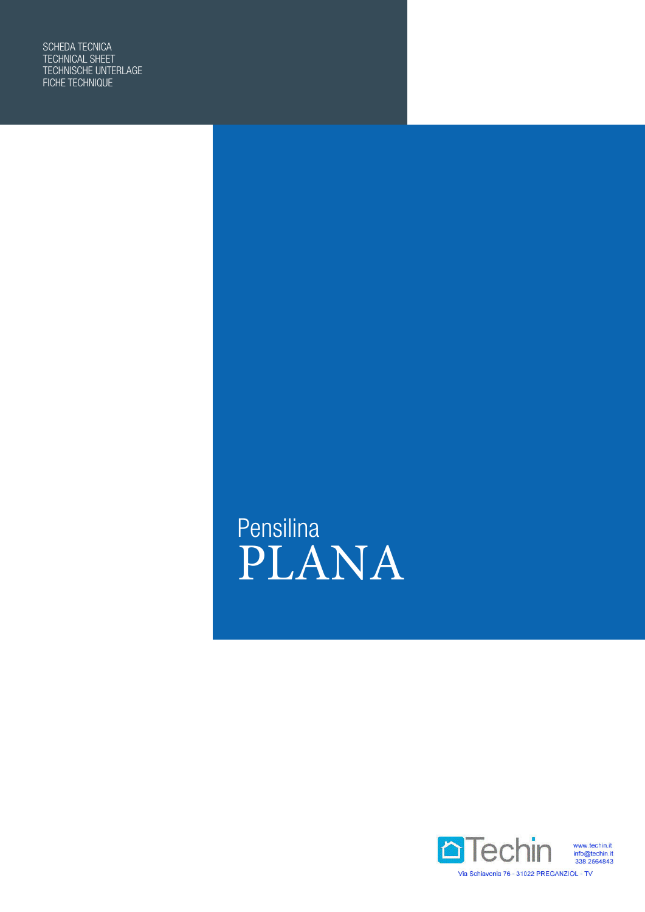SCHEDA TECNICA
TECHNICAL SHEET
TECHNISCHE UNTERLAGE
FICHE TECHNIQUE

Pensilina

# PLANA

Techin

www.techin.it
info@techin.it
338.2564843

Via Schiavonia 76 - 31022 PREGANZIOL - TV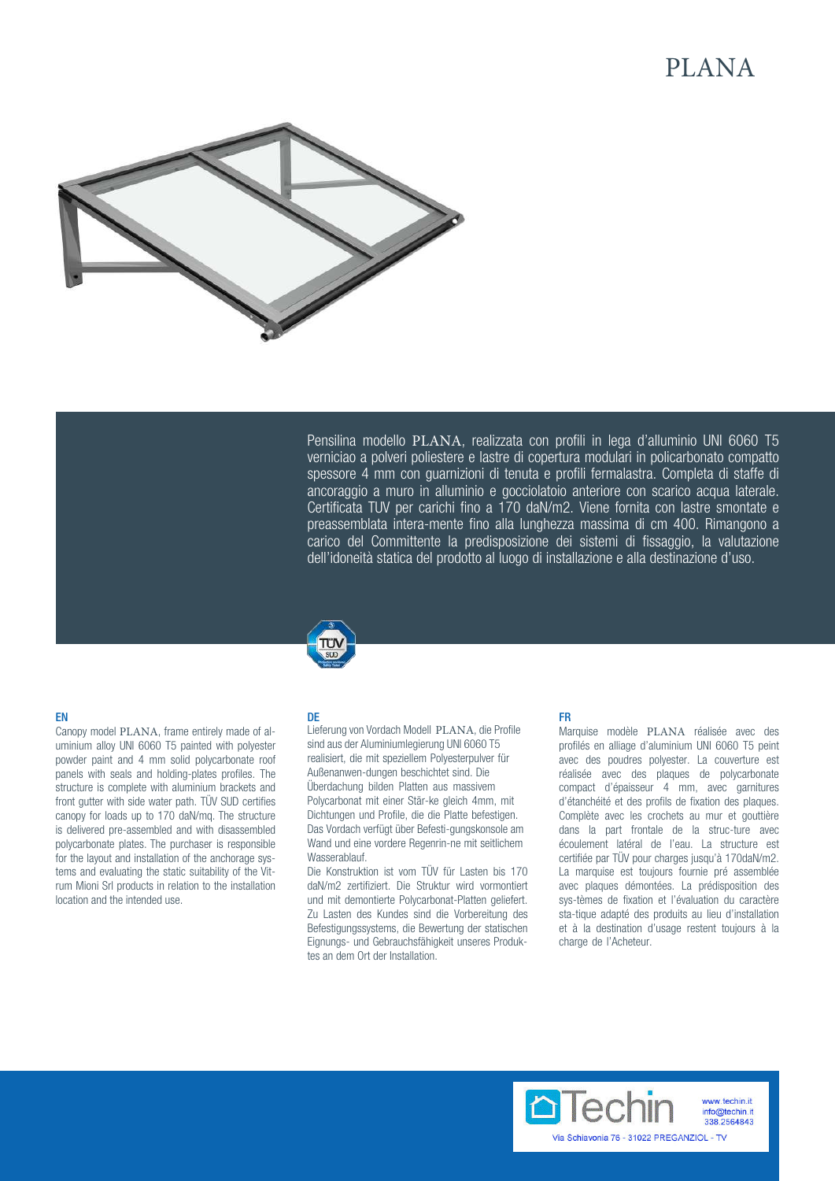# PLANA

Pensilina modello PLANA, realizzata con profili in lega d'alluminio UNI 6060 T5 verniciao a polveri poliestere e lastre di copertura modulari in policarbonato compatto spessore 4 mm con guarnizioni di tenuta e profili fermalastra. Completa di staffe di ancoraggio a muro in alluminio e gocciolatoio anteriore con scarico acqua laterale. Certificata TUV per carichi fino a 170 daN/m2. Viene fornita con lastre smontate e preassemblata intera-mente fino alla lunghezza massima di cm 400. Rimangono a carico del Committente la predisposizione dei sistemi di fissaggio, la valutazione dell'idoneità statica del prodotto al luogo di installazione e alla destinazione d'uso.

## EN

Canopy model PLANA, frame entirely made of aluminium alloy UNI 6060 T5 painted with polyester powder paint and 4 mm solid polycarbonate roof panels with seals and holding-plates profiles. The structure is complete with aluminium brackets and front gutter with side water path. TÜV SUD certifies canopy for loads up to 170 daN/mq. The structure is delivered pre-assembled and with disassembled polycarbonate plates. The purchaser is responsible for the layout and installation of the anchorage systems and evaluating the static suitability of the Vitrum Mioni Srl products in relation to the installation location and the intended use.

## DE

Lieferung von Vordach Modell PLANA, die Profile sind aus der Aluminiumlegierung UNI 6060 T5 realisiert, die mit speziellem Polyesterpulver für Außenanwen-dungen beschichtet sind. Die Überdachung bilden Platten aus massivem Polycarbonat mit einer Stär-ke gleich 4mm, mit Dichtungen und Profile, die die Platte befestigen. Das Vordach verfügt über Befesti-gungskonsole am Wand und eine vordere Regenrin-ne mit seitlichem Wasserablauf.

Die Konstruktion ist vom TÜV für Lasten bis 170 daN/m2 zertifiziert. Die Struktur wird vormontiert und mit demontierte Polycarbonat-Platten geliefert. Zu Lasten des Kundes sind die Vorbereitung des Befestigungssystems, die Bewertung der statischen Eignungs- und Gebrauchsfähigkeit unseres Produktes an dem Ort der Installation.

## FR

Marquise modèle PLANA réalisée avec des profilés en alliage d'aluminium UNI 6060 T5 peint avec des poudres polyester. La couverture est réalisée avec des plaques de polycarbonate compact d'épaisseur 4 mm, avec garnitures d'étanchéité et des profils de fixation des plaques. Complète avec les crochets au mur et gouttière dans la part frontale de la struc-ture avec écoulement latéral de l'eau. La structure est certifiée par TÜV pour charges jusqu'à 170daN/m2. La marquise est toujours fournie pré assemblée avec plaques démontées. La prédisposition des sys-tèmes de fixation et l'évaluation du caractère sta-tique adapté des produits au lieu d'installation et à la destination d'usage restent toujours à la charge de l'Acheteur.

Techin
www.techin.it
info@techin.it
338.2564843
Via Schiavonia 76 - 31022 PREGANZIOL - TV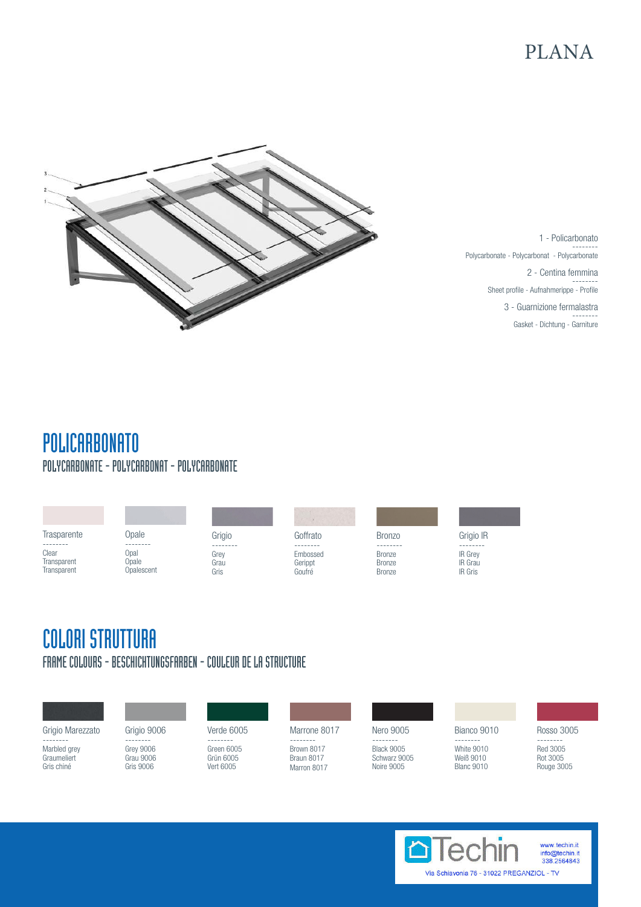# PLANA

1 - Policarbonato
--------
Polycarbonate - Polycarbonat - Polycarbonate

2 - Centina femmina
--------
Sheet profile - Aufnahmeripppe - Profile

3 - Guarnizione fermalastra
--------
Gasket - Dichtung - Garniture

## POLICARBONATO

### POLYCARBONATE - POLYCARBONAT - POLYCARBONATE

| Trasparente | Opale | Grigio | Goffrato | Bronzo | Grigio IR |
|---|---|---|---|---|---|
| Clear<br>Transparent<br>Transparent | Opal<br>Opale<br>Opalescent | Grey<br>Grau<br>Gris | Embossed<br>Gerippt<br>Goufré | Bronze<br>Bronze<br>Bronze | IR Grey<br>IR Grau<br>IR Gris |

## COLORI STRUTTURA

### FRAME COLOURS - BESCHICHTUNGSFARBEN - COULEUR DE LA STRUCTURE

| Grigio Marezzato | Grigio 9006 | Verde 6005 | Marrone 8017 | Nero 9005 | Bianco 9010 | Rosso 3005 |
|---|---|---|---|---|---|---|
| Marbled grey<br>Graumeliert<br>Gris chiné | Grey 9006<br>Grau 9006<br>Gris 9006 | Green 6005<br>Grün 6005<br>Vert 6005 | Brown 8017<br>Braun 8017<br>Marron 8017 | Black 9005<br>Schwarz 9005<br>Noire 9005 | White 9010<br>Weiß 9010<br>Blanc 9010 | Red 3005<br>Rot 3005<br>Rouge 3005 |

Techin
www.techin.it
info@techin.it
338.2564843
Via Schiavonia 76 - 31022 PREGANZIOL - TV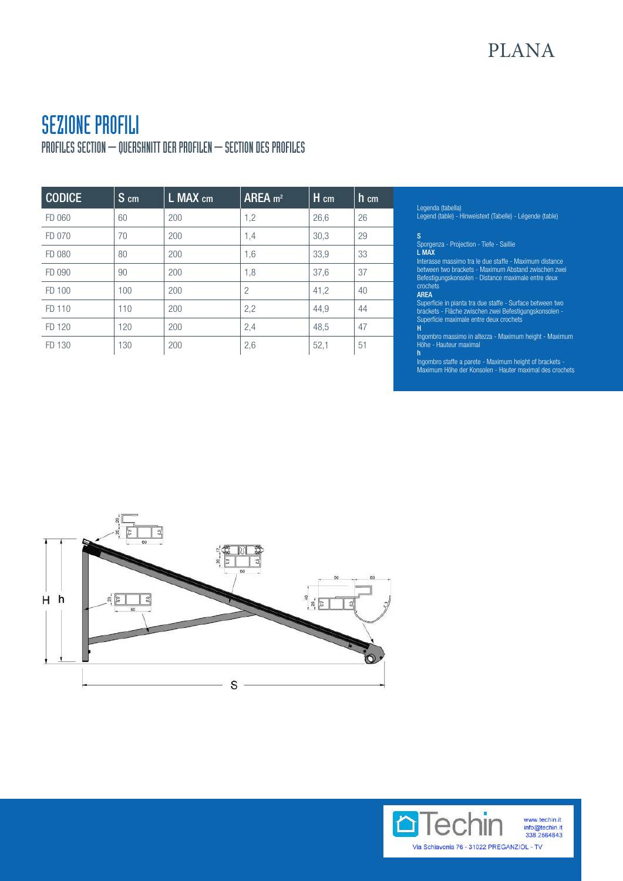# PLANA

## SEZIONE PROFILI

### PROFILES SECTION – QUERSHNITT DER PROFILEN – SECTION DES PROFILES

| CODICE | S cm | L MAX cm | AREA m² | H cm | h cm |
|---|---|---|---|---|---|
| FD 060 | 60 | 200 | 1,2 | 26,6 | 26 |
| FD 070 | 70 | 200 | 1,4 | 30,3 | 29 |
| FD 080 | 80 | 200 | 1,6 | 33,9 | 33 |
| FD 090 | 90 | 200 | 1,8 | 37,6 | 37 |
| FD 100 | 100 | 200 | 2 | 41,2 | 40 |
| FD 110 | 110 | 200 | 2,2 | 44,9 | 44 |
| FD 120 | 120 | 200 | 2,4 | 48,5 | 47 |
| FD 130 | 130 | 200 | 2,6 | 52,1 | 51 |

Legenda (tabella)
Legend (table) - Hinweistext (Tabelle) - Légende (table)

**S**
Sporgenza - Projection - Tiefe - Saillie

**L MAX**
Interasse massimo tra le due staffe - Maximum distance between two brackets - Maximum Abstand zwischen zwei Befestigungskonsolen - Distance maximale entre deux crochets

**AREA**
Superficie in pianta tra due staffe - Surface between two brackets - Fläche zwischen zwei Befestigungskonsolen - Superficie maximale entre deux crochets

**H**
Ingombro massimo in altezza - Maximum height - Maximum Höhe - Hauteur maximal

**h**
Ingombro staffe a parete - Maximum height of brackets - Maximum Höhe der Konsolen - Hauter maximal des crochets

Techin
www.techin.it
info@techin.it
338.2564843
Via Schiavonia 76 - 31022 PREGANZIOL - TV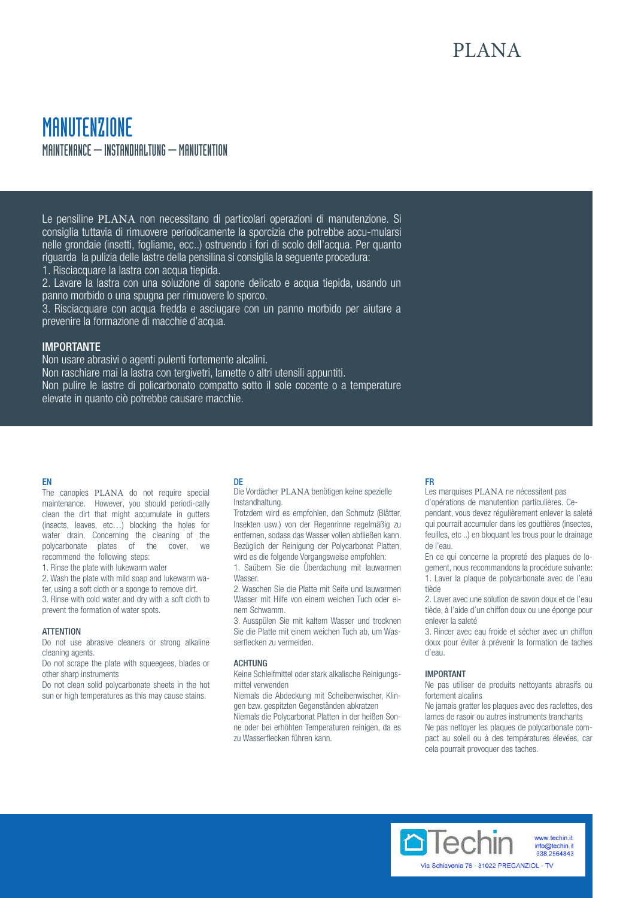PLANA

# MANUTENZIONE

## MAINTENANCE – INSTANDHALTUNG – MANUTENTION

Le pensiline PLANA non necessitano di particolari operazioni di manutenzione. Si consiglia tuttavia di rimuovere periodicamente la sporcizia che potrebbe accu-mularsi nelle grondaie (insetti, fogliame, ecc..) ostruendo i fori di scolo dell'acqua. Per quanto riguarda la pulizia delle lastre della pensilina si consiglia la seguente procedura:

1. Risciacquare la lastra con acqua tiepida.
2. Lavare la lastra con una soluzione di sapone delicato e acqua tiepida, usando un panno morbido o una spugna per rimuovere lo sporco.
3. Risciacquare con acqua fredda e asciugare con un panno morbido per aiutare a prevenire la formazione di macchie d'acqua.

### IMPORTANTE

Non usare abrasivi o agenti pulenti fortemente alcalini.
Non raschiare mai la lastra con tergivetri, lamette o altri utensili appuntiti.
Non pulire le lastre di policarbonato compatto sotto il sole cocente o a temperature elevate in quanto ciò potrebbe causare macchie.

### EN

The canopies PLANA do not require special maintenance. However, you should periodi-cally clean the dirt that might accumulate in gutters (insects, leaves, etc…) blocking the holes for water drain. Concerning the cleaning of the polycarbonate plates of the cover, we recommend the following steps:

1. Rinse the plate with lukewarm water
2. Wash the plate with mild soap and lukewarm water, using a soft cloth or a sponge to remove dirt.
3. Rinse with cold water and dry with a soft cloth to prevent the formation of water spots.

#### ATTENTION

Do not use abrasive cleaners or strong alkaline cleaning agents.
Do not scrape the plate with squeegees, blades or other sharp instruments
Do not clean solid polycarbonate sheets in the hot sun or high temperatures as this may cause stains.

### DE

Die Vordächer PLANA benötigen keine spezielle Instandhaltung.
Trotzdem wird es empfohlen, den Schmutz (Blätter, Insekten usw.) von der Regenrinne regelmäßig zu entfernen, sodass das Wasser vollen abfließen kann. Bezüglich der Reinigung der Polycarbonat Platten, wird es die folgende Vorgangsweise empfohlen:

1. Saübern Sie die Überdachung mit lauwarmen Wasser.
2. Waschen Sie die Platte mit Seife und lauwarmen Wasser mit Hilfe von einem weichen Tuch oder einem Schwamm.
3. Ausspülen Sie mit kaltem Wasser und trocknen Sie die Platte mit einem weichen Tuch ab, um Wasserflecken zu vermeiden.

#### ACHTUNG

Keine Schleifmittel oder stark alkalische Reinigungsmittel verwenden
Niemals die Abdeckung mit Scheibenwischer, Klingen bzw. gespitzten Gegenständen abkratzen
Niemals die Polycarbonat Platten in der heißen Sonne oder bei erhöhten Temperaturen reinigen, da es zu Wasserflecken führen kann.

### FR

Les marquises PLANA ne nécessitent pas d'opérations de manutention particulières. Cependant, vous devez régulièrement enlever la saleté qui pourrait accumuler dans les gouttières (insectes, feuilles, etc ..) en bloquant les trous pour le drainage de l'eau.
En ce qui concerne la propreté des plaques de logement, nous recommandons la procédure suivante:

1. Laver la plaque de polycarbonate avec de l'eau tiède
2. Laver avec une solution de savon doux et de l'eau tiède, à l'aide d'un chiffon doux ou une éponge pour enlever la saleté
3. Rincer avec eau froide et sécher avec un chiffon doux pour éviter à prévenir la formation de taches d'eau.

#### IMPORTANT

Ne pas utiliser de produits nettoyants abrasifs ou fortement alcalins
Ne jamais gratter les plaques avec des raclettes, des lames de rasoir ou autres instruments tranchants
Ne pas nettoyer les plaques de polycarbonate compact au soleil ou à des températures élevées, car cela pourrait provoquer des taches.

Techin
www.techin.it
info@techin.it
338.2564843
Via Schiavonia 76 - 31022 PREGANZIOL - TV